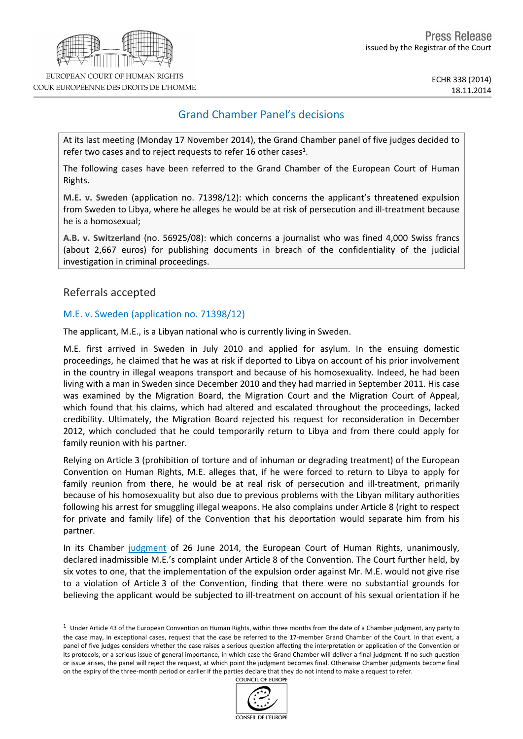Press Release
issued by the Registrar of the Court

EUROPEAN COURT OF HUMAN RIGHTS
COUR EUROPÉENNE DES DROITS DE L'HOMME

ECHR 338 (2014)
18.11.2014

# Grand Chamber Panel's decisions

At its last meeting (Monday 17 November 2014), the Grand Chamber panel of five judges decided to refer two cases and to reject requests to refer 16 other cases[1].

The following cases have been referred to the Grand Chamber of the European Court of Human Rights.

**M.E. v. Sweden** (application no. 71398/12): which concerns the applicant's threatened expulsion from Sweden to Libya, where he alleges he would be at risk of persecution and ill-treatment because he is a homosexual;

**A.B. v. Switzerland** (no. 56925/08): which concerns a journalist who was fined 4,000 Swiss francs (about 2,667 euros) for publishing documents in breach of the confidentiality of the judicial investigation in criminal proceedings.

## Referrals accepted

### M.E. v. Sweden (application no. 71398/12)

The applicant, M.E., is a Libyan national who is currently living in Sweden.

M.E. first arrived in Sweden in July 2010 and applied for asylum. In the ensuing domestic proceedings, he claimed that he was at risk if deported to Libya on account of his prior involvement in the country in illegal weapons transport and because of his homosexuality. Indeed, he had been living with a man in Sweden since December 2010 and they had married in September 2011. His case was examined by the Migration Board, the Migration Court and the Migration Court of Appeal, which found that his claims, which had altered and escalated throughout the proceedings, lacked credibility. Ultimately, the Migration Board rejected his request for reconsideration in December 2012, which concluded that he could temporarily return to Libya and from there could apply for family reunion with his partner.

Relying on Article 3 (prohibition of torture and of inhuman or degrading treatment) of the European Convention on Human Rights, M.E. alleges that, if he were forced to return to Libya to apply for family reunion from there, he would be at real risk of persecution and ill-treatment, primarily because of his homosexuality but also due to previous problems with the Libyan military authorities following his arrest for smuggling illegal weapons. He also complains under Article 8 (right to respect for private and family life) of the Convention that his deportation would separate him from his partner.

In its Chamber judgment of 26 June 2014, the European Court of Human Rights, unanimously, declared inadmissible M.E.'s complaint under Article 8 of the Convention. The Court further held, by six votes to one, that the implementation of the expulsion order against Mr. M.E. would not give rise to a violation of Article 3 of the Convention, finding that there were no substantial grounds for believing the applicant would be subjected to ill-treatment on account of his sexual orientation if he

[1] Under Article 43 of the European Convention on Human Rights, within three months from the date of a Chamber judgment, any party to the case may, in exceptional cases, request that the case be referred to the 17-member Grand Chamber of the Court. In that event, a panel of five judges considers whether the case raises a serious question affecting the interpretation or application of the Convention or its protocols, or a serious issue of general importance, in which case the Grand Chamber will deliver a final judgment. If no such question or issue arises, the panel will reject the request, at which point the judgment becomes final. Otherwise Chamber judgments become final on the expiry of the three-month period or earlier if the parties declare that they do not intend to make a request to refer.

COUNCIL OF EUROPE
CONSEIL DE L'EUROPE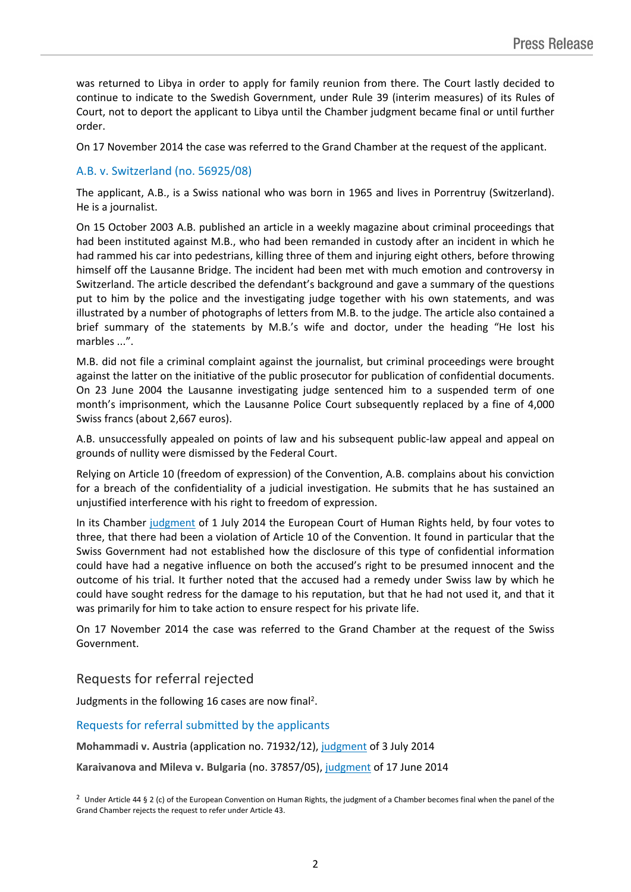was returned to Libya in order to apply for family reunion from there. The Court lastly decided to continue to indicate to the Swedish Government, under Rule 39 (interim measures) of its Rules of Court, not to deport the applicant to Libya until the Chamber judgment became final or until further order.

On 17 November 2014 the case was referred to the Grand Chamber at the request of the applicant.

### A.B. v. Switzerland (no. 56925/08)

The applicant, A.B., is a Swiss national who was born in 1965 and lives in Porrentruy (Switzerland). He is a journalist.

On 15 October 2003 A.B. published an article in a weekly magazine about criminal proceedings that had been instituted against M.B., who had been remanded in custody after an incident in which he had rammed his car into pedestrians, killing three of them and injuring eight others, before throwing himself off the Lausanne Bridge. The incident had been met with much emotion and controversy in Switzerland. The article described the defendant's background and gave a summary of the questions put to him by the police and the investigating judge together with his own statements, and was illustrated by a number of photographs of letters from M.B. to the judge. The article also contained a brief summary of the statements by M.B.'s wife and doctor, under the heading "He lost his marbles ...".

M.B. did not file a criminal complaint against the journalist, but criminal proceedings were brought against the latter on the initiative of the public prosecutor for publication of confidential documents. On 23 June 2004 the Lausanne investigating judge sentenced him to a suspended term of one month's imprisonment, which the Lausanne Police Court subsequently replaced by a fine of 4,000 Swiss francs (about 2,667 euros).

A.B. unsuccessfully appealed on points of law and his subsequent public-law appeal and appeal on grounds of nullity were dismissed by the Federal Court.

Relying on Article 10 (freedom of expression) of the Convention, A.B. complains about his conviction for a breach of the confidentiality of a judicial investigation. He submits that he has sustained an unjustified interference with his right to freedom of expression.

In its Chamber judgment of 1 July 2014 the European Court of Human Rights held, by four votes to three, that there had been a violation of Article 10 of the Convention. It found in particular that the Swiss Government had not established how the disclosure of this type of confidential information could have had a negative influence on both the accused's right to be presumed innocent and the outcome of his trial. It further noted that the accused had a remedy under Swiss law by which he could have sought redress for the damage to his reputation, but that he had not used it, and that it was primarily for him to take action to ensure respect for his private life.

On 17 November 2014 the case was referred to the Grand Chamber at the request of the Swiss Government.

## Requests for referral rejected

Judgments in the following 16 cases are now final[2].

### Requests for referral submitted by the applicants

**Mohammadi v. Austria** (application no. 71932/12), judgment of 3 July 2014

**Karaivanova and Mileva v. Bulgaria** (no. 37857/05), judgment of 17 June 2014

[2] Under Article 44 § 2 (c) of the European Convention on Human Rights, the judgment of a Chamber becomes final when the panel of the Grand Chamber rejects the request to refer under Article 43.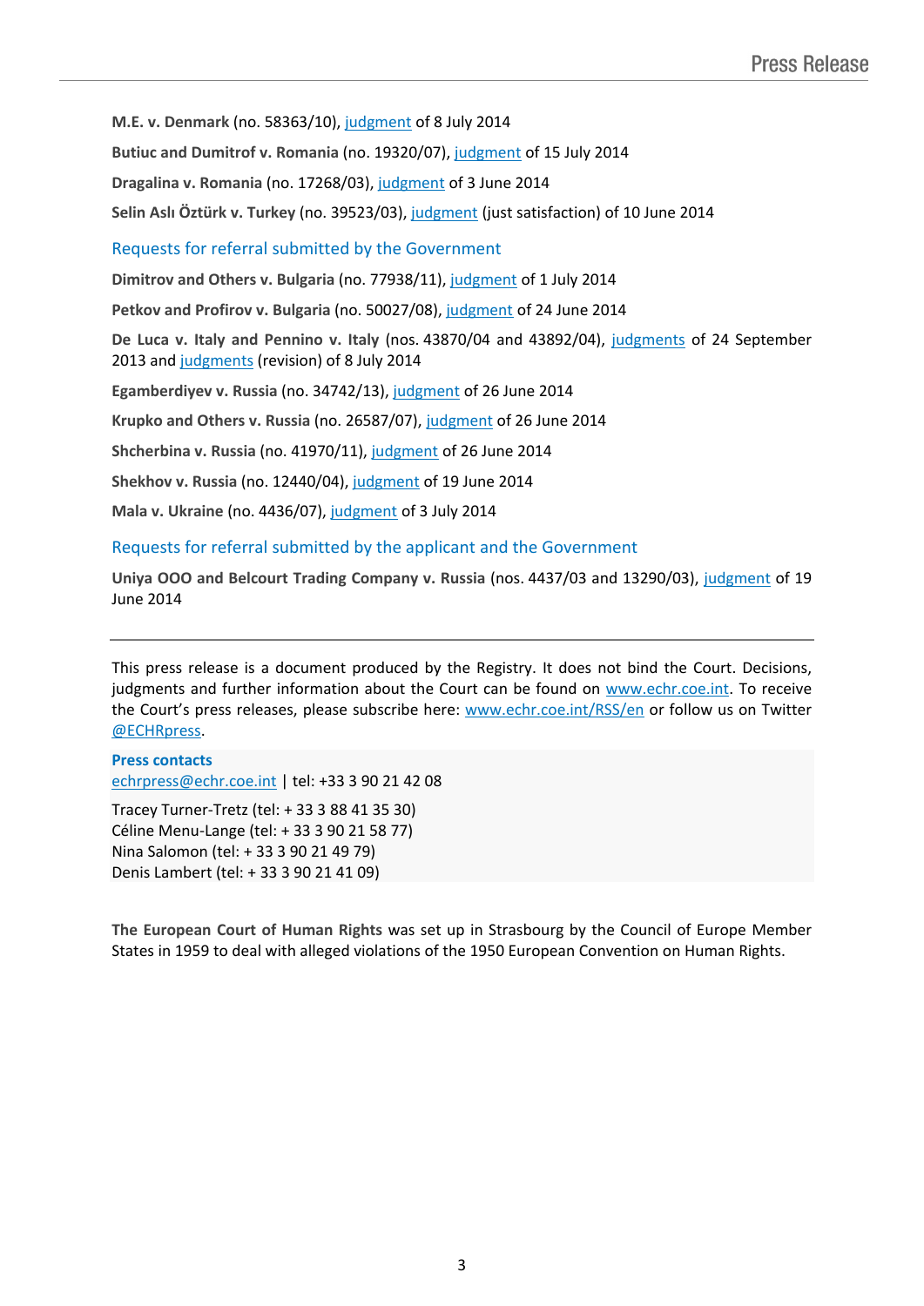**M.E. v. Denmark** (no. 58363/10), judgment of 8 July 2014

**Butiuc and Dumitrof v. Romania** (no. 19320/07), judgment of 15 July 2014

**Dragalina v. Romania** (no. 17268/03), judgment of 3 June 2014

**Selin Aslı Öztürk v. Turkey** (no. 39523/03), judgment (just satisfaction) of 10 June 2014

## Requests for referral submitted by the Government

**Dimitrov and Others v. Bulgaria** (no. 77938/11), judgment of 1 July 2014

**Petkov and Profirov v. Bulgaria** (no. 50027/08), judgment of 24 June 2014

**De Luca v. Italy and Pennino v. Italy** (nos. 43870/04 and 43892/04), judgments of 24 September 2013 and judgments (revision) of 8 July 2014

**Egamberdiyev v. Russia** (no. 34742/13), judgment of 26 June 2014

**Krupko and Others v. Russia** (no. 26587/07), judgment of 26 June 2014

**Shcherbina v. Russia** (no. 41970/11), judgment of 26 June 2014

**Shekhov v. Russia** (no. 12440/04), judgment of 19 June 2014

**Mala v. Ukraine** (no. 4436/07), judgment of 3 July 2014

## Requests for referral submitted by the applicant and the Government

**Uniya OOO and Belcourt Trading Company v. Russia** (nos. 4437/03 and 13290/03), judgment of 19 June 2014

---

This press release is a document produced by the Registry. It does not bind the Court. Decisions, judgments and further information about the Court can be found on www.echr.coe.int. To receive the Court's press releases, please subscribe here: www.echr.coe.int/RSS/en or follow us on Twitter @ECHRpress.

**Press contacts**
echrpress@echr.coe.int | tel: +33 3 90 21 42 08

Tracey Turner-Tretz (tel: + 33 3 88 41 35 30)
Céline Menu-Lange (tel: + 33 3 90 21 58 77)
Nina Salomon (tel: + 33 3 90 21 49 79)
Denis Lambert (tel: + 33 3 90 21 41 09)

**The European Court of Human Rights** was set up in Strasbourg by the Council of Europe Member States in 1959 to deal with alleged violations of the 1950 European Convention on Human Rights.